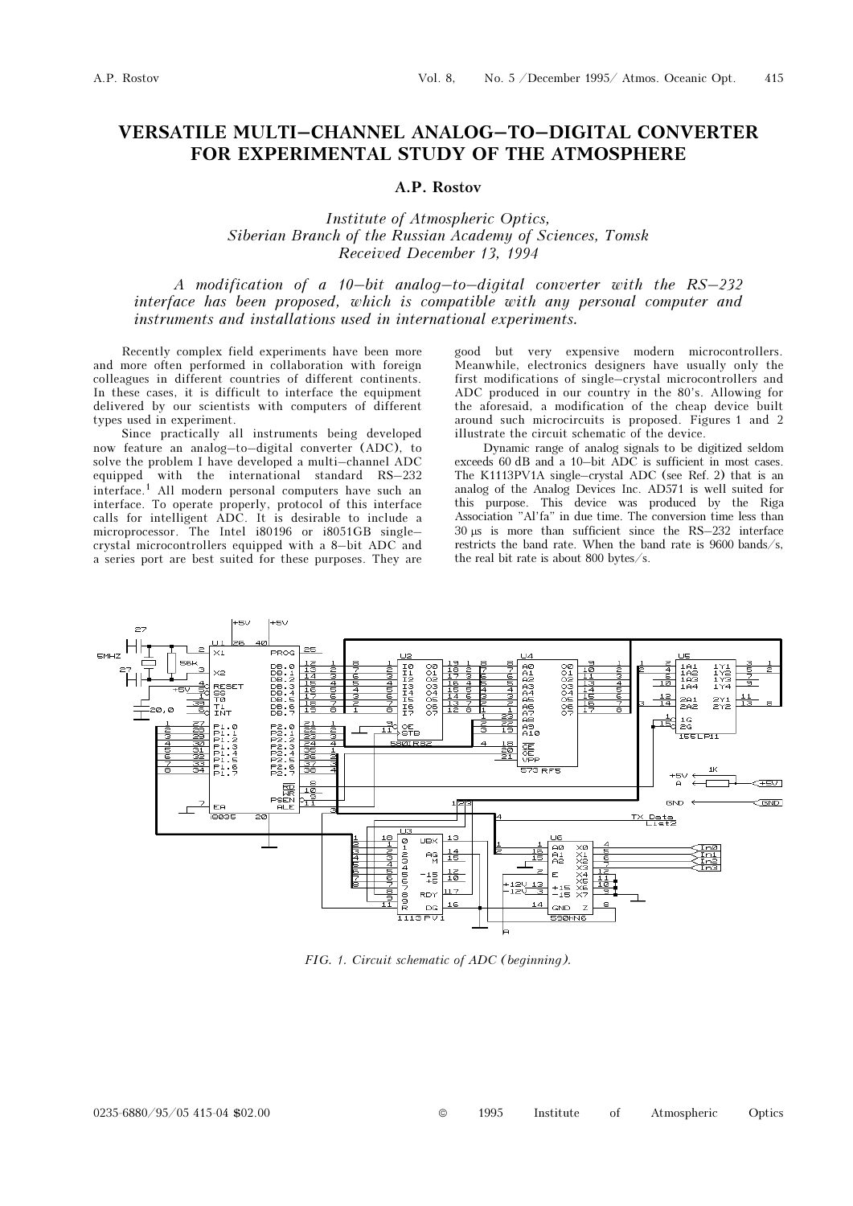# VERSATILE MULTI–CHANNEL ANALOG–TO–DIGITAL CONVERTER FOR EXPERIMENTAL STUDY OF THE ATMOSPHERE

### A.P. Rostov

*Institute of Atmospheric Optics,*
*Siberian Branch of the Russian Academy of Sciences, Tomsk*
*Received December 13, 1994*

*A modification of a 10–bit analog–to–digital converter with the RS–232 interface has been proposed, which is compatible with any personal computer and instruments and installations used in international experiments.*

Recently complex field experiments have been more and more often performed in collaboration with foreign colleagues in different countries of different continents. In these cases, it is difficult to interface the equipment delivered by our scientists with computers of different types used in experiment.

Since practically all instruments being developed now feature an analog–to–digital converter (ADC), to solve the problem I have developed a multi–channel ADC equipped with the international standard RS–232 interface.[1] All modern personal computers have such an interface. To operate properly, protocol of this interface calls for intelligent ADC. It is desirable to include a microprocessor. The Intel i80196 or i8051GB single–crystal microcontrollers equipped with a 8–bit ADC and a series port are best suited for these purposes. They are good but very expensive modern microcontrollers. Meanwhile, electronics designers have usually only the first modifications of single–crystal microcontrollers and ADC produced in our country in the 80's. Allowing for the aforesaid, a modification of the cheap device built around such microcircuits is proposed. Figures 1 and 2 illustrate the circuit schematic of the device.

Dynamic range of analog signals to be digitized seldom exceeds 60 dB and a 10–bit ADC is sufficient in most cases. The K1113PV1A single–crystal ADC (see Ref. 2) that is an analog of the Analog Devices Inc. AD571 is well suited for this purpose. This device was produced by the Riga Association "Al'fa" in due time. The conversion time less than 30 μs is more than sufficient since the RS–232 interface restricts the band rate. When the band rate is 9600 bands/s, the real bit rate is about 800 bytes/s.

*FIG. 1. Circuit schematic of ADC (beginning).*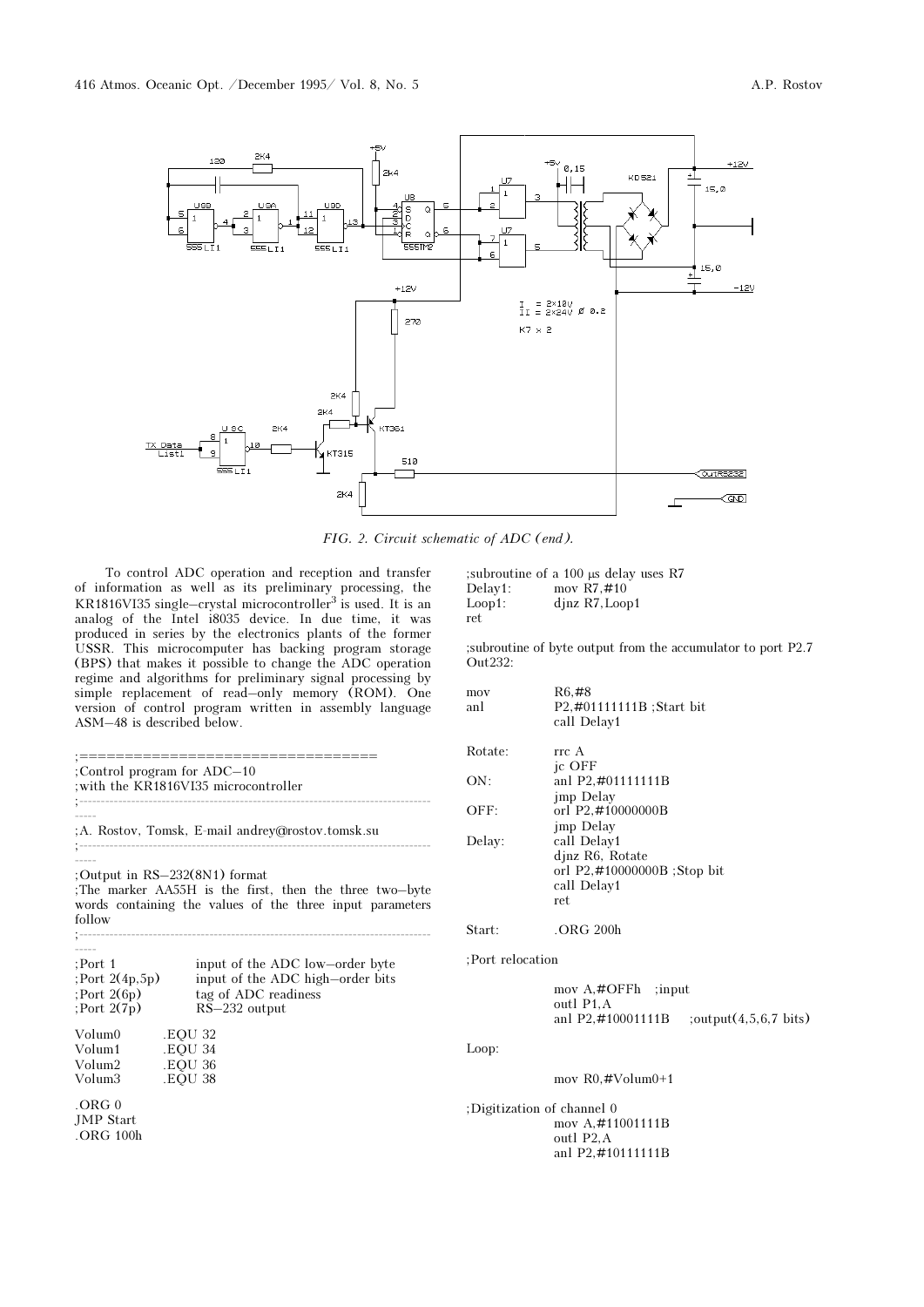*FIG. 2. Circuit schematic of ADC (end).*

To control ADC operation and reception and transfer of information as well as its preliminary processing, the KR1816VI35 single–crystal microcontroller[3] is used. It is an analog of the Intel i8035 device. In due time, it was produced in series by the electronics plants of the former USSR. This microcomputer has backing program storage (BPS) that makes it possible to change the ADC operation regime and algorithms for preliminary signal processing by simple replacement of read–only memory (ROM). One version of control program written in assembly language ASM–48 is described below.

```
;================================
;Control program for ADC–10
;with the KR1816VI35 microcontroller
;-----------------------------------------------------
;A. Rostov, Tomsk, E-mail andrey@rostov.tomsk.su
;-----------------------------------------------------
;Output in RS–232(8N1) format
;The marker AA55H is the first, then the three two–byte
;words containing the values of the three input parameters
;follow
;-----------------------------------------------------
;Port 1          input of the ADC low–order byte
;Port 2(4p,5p)   input of the ADC high–order bits
;Port 2(6p)      tag of ADC readiness
;Port 2(7p)      RS–232 output

Volum0    .EQU 32
Volum1    .EQU 34
Volum2    .EQU 36
Volum3    .EQU 38

.ORG 0
JMP Start
.ORG 100h

;subroutine of a 100 μs delay uses R7
Delay1:   mov R7,#10
Loop1:    djnz R7,Loop1
ret

;subroutine of byte output from the accumulator to port P2.7
Out232:

mov       R6,#8
anl       P2,#01111111B ;Start bit
          call Delay1

Rotate:   rrc A
          jc OFF
ON:       anl P2,#01111111B
          jmp Delay
OFF:      orl P2,#10000000B
          jmp Delay
Delay:    call Delay1
          djnz R6, Rotate
          orl P2,#10000000B ;Stop bit
          call Delay1
          ret

Start:    .ORG 200h

;Port relocation

          mov A,#OFFh   ;input
          outl P1,A
          anl P2,#10001111B     ;output(4,5,6,7 bits)

Loop:

          mov R0,#Volum0+1

;Digitization of channel 0
          mov A,#11001111B
          outl P2,A
          anl P2,#10111111B
```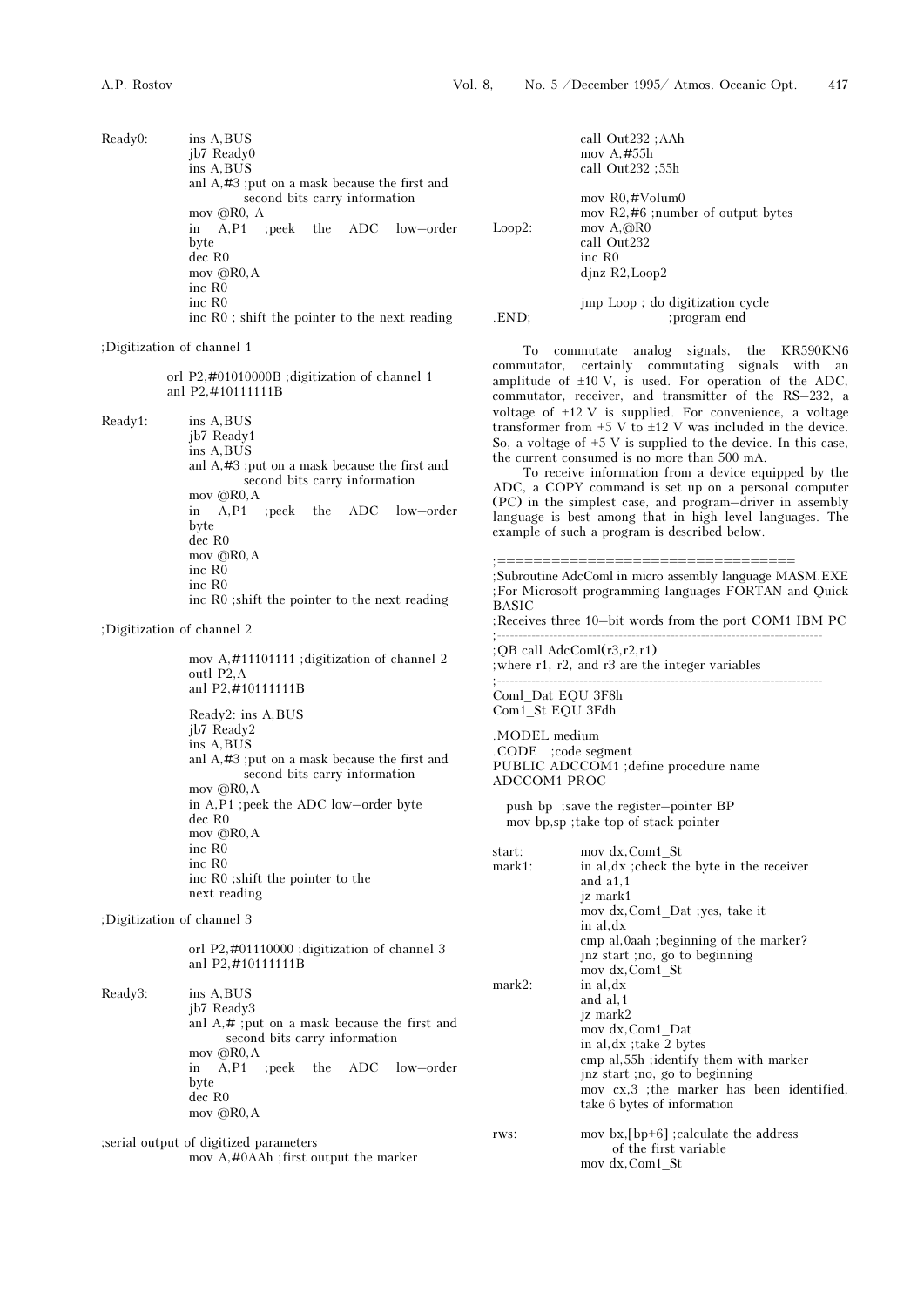```
Ready0:     ins A,BUS
            jb7 Ready0
            ins A,BUS
            anl A,#3 ;put on a mask because the first and
                     second bits carry information
            mov @R0, A
            in  A,P1  ;peek  the  ADC  low–order
            byte
            dec R0
            mov @R0,A
            inc R0
            inc R0
            inc R0 ; shift the pointer to the next reading

;Digitization of channel 1

          orl P2,#01010000B ;digitization of channel 1
          anl P2,#10111111B

Ready1:     ins A,BUS
            jb7 Ready1
            ins A,BUS
            anl A,#3 ;put on a mask because the first and
                     second bits carry information
            mov @R0,A
            in  A,P1  ;peek  the  ADC  low–order
            byte
            dec R0
            mov @R0,A
            inc R0
            inc R0
            inc R0 ;shift the pointer to the next reading

;Digitization of channel 2

            mov A,#11101111 ;digitization of channel 2
            outl P2,A
            anl P2,#10111111B

            Ready2: ins A,BUS
            jb7 Ready2
            ins A,BUS
            anl A,#3 ;put on a mask because the first and
                     second bits carry information
            mov @R0,A
            in A,P1 ;peek the ADC low–order byte
            dec R0
            mov @R0,A
            inc R0
            inc R0
            inc R0 ;shift the pointer to the
            next reading

;Digitization of channel 3

            orl P2,#01110000 ;digitization of channel 3
            anl P2,#10111111B

Ready3:     ins A,BUS
            jb7 Ready3
            anl A,# ;put on a mask because the first and
                    second bits carry information
            mov @R0,A
            in  A,P1  ;peek  the  ADC  low–order
            byte
            dec R0
            mov @R0,A

;serial output of digitized parameters
            mov A,#0AAh ;first output the marker
            call Out232 ;AAh
            mov A,#55h
            call Out232 ;55h

            mov R0,#Volum0
            mov R2,#6 ;number of output bytes
Loop2:      mov A,@R0
            call Out232
            inc R0
            djnz R2,Loop2

            jmp Loop ; do digitization cycle
.END;                   ;program end
```

To commutate analog signals, the KR590KN6 commutator, certainly commutating signals with an amplitude of ±10 V, is used. For operation of the ADC, commutator, receiver, and transmitter of the RS–232, a voltage of ±12 V is supplied. For convenience, a voltage transformer from +5 V to ±12 V was included in the device. So, a voltage of +5 V is supplied to the device. In this case, the current consumed is no more than 500 mA.

To receive information from a device equipped by the ADC, a COPY command is set up on a personal computer (PC) in the simplest case, and program–driver in assembly language is best among that in high level languages. The example of such a program is described below.

```
;=================================
;Subroutine AdcComl in micro assembly language MASM.EXE
;For Microsoft programming languages FORTAN and Quick
BASIC
;Receives three 10–bit words from the port COM1 IBM PC
;---------------------------------------------------------
;QB call AdcComl(r3,r2,r1)
;where r1, r2, and r3 are the integer variables
;---------------------------------------------------------
Coml_Dat EQU 3F8h
Com1_St EQU 3Fdh

.MODEL medium
.CODE   ;code segment
PUBLIC ADCCOM1 ;define procedure name
ADCCOM1 PROC

   push bp  ;save the register–pointer BP
   mov bp,sp ;take top of stack pointer

start:      mov dx,Com1_St
mark1:      in al,dx ;check the byte in the receiver
            and a1,1
            jz mark1
            mov dx,Com1_Dat ;yes, take it
            in al,dx
            cmp al,0aah ;beginning of the marker?
            jnz start ;no, go to beginning
            mov dx,Com1_St
mark2:      in al,dx
            and al,1
            jz mark2
            mov dx,Com1_Dat
            in al,dx ;take 2 bytes
            cmp al,55h ;identify them with marker
            jnz start ;no, go to beginning
            mov cx,3  ;the marker has been identified,
            take 6 bytes of information

rws:        mov bx,[bp+6] ;calculate the address
                of the first variable
            mov dx,Com1_St
```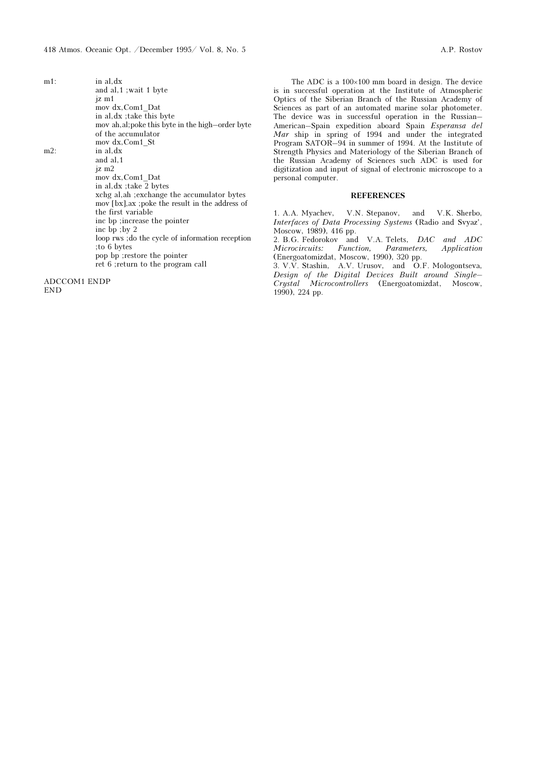```
m1:     in al,dx
        and al,1 ;wait 1 byte
        jz m1
        mov dx,Com1_Dat
        in al,dx ;take this byte
        mov ah,al;poke this byte in the high–order byte
        of the accumulator
        mov dx,Com1_St
m2:     in al,dx
        and al,1
        jz m2
        mov dx,Com1_Dat
        in al,dx ;take 2 bytes
        xchg al,ah ;exchange the accumulator bytes
        mov [bx],ax ;poke the result in the address of
        the first variable
        inc bp ;increase the pointer
        inc bp ;by 2
        loop rws ;do the cycle of information reception
        ;to 6 bytes
        pop bp ;restore the pointer
        ret 6 ;return to the program call

ADCCOM1 ENDP
END
```

The ADC is a 100×100 mm board in design. The device is in successful operation at the Institute of Atmospheric Optics of the Siberian Branch of the Russian Academy of Sciences as part of an automated marine solar photometer. The device was in successful operation in the Russian–American–Spain expedition aboard Spain *Esperansa del Mar* ship in spring of 1994 and under the integrated Program SATOR–94 in summer of 1994. At the Institute of Strength Physics and Materiology of the Siberian Branch of the Russian Academy of Sciences such ADC is used for digitization and input of signal of electronic microscope to a personal computer.

## REFERENCES

1. A.A. Myachev, V.N. Stepanov, and V.K. Sherbo, *Interfaces of Data Processing Systems* (Radio and Svyaz', Moscow, 1989), 416 pp.
2. B.G. Fedorokov and V.A. Telets, *DAC and ADC Microcircuits: Function, Parameters, Application* (Energoatomizdat, Moscow, 1990), 320 pp.
3. V.V. Stashin, A.V. Urusov, and O.F. Mologontseva, *Design of the Digital Devices Built around Single–Crystal Microcontrollers* (Energoatomizdat, Moscow, 1990), 224 pp.